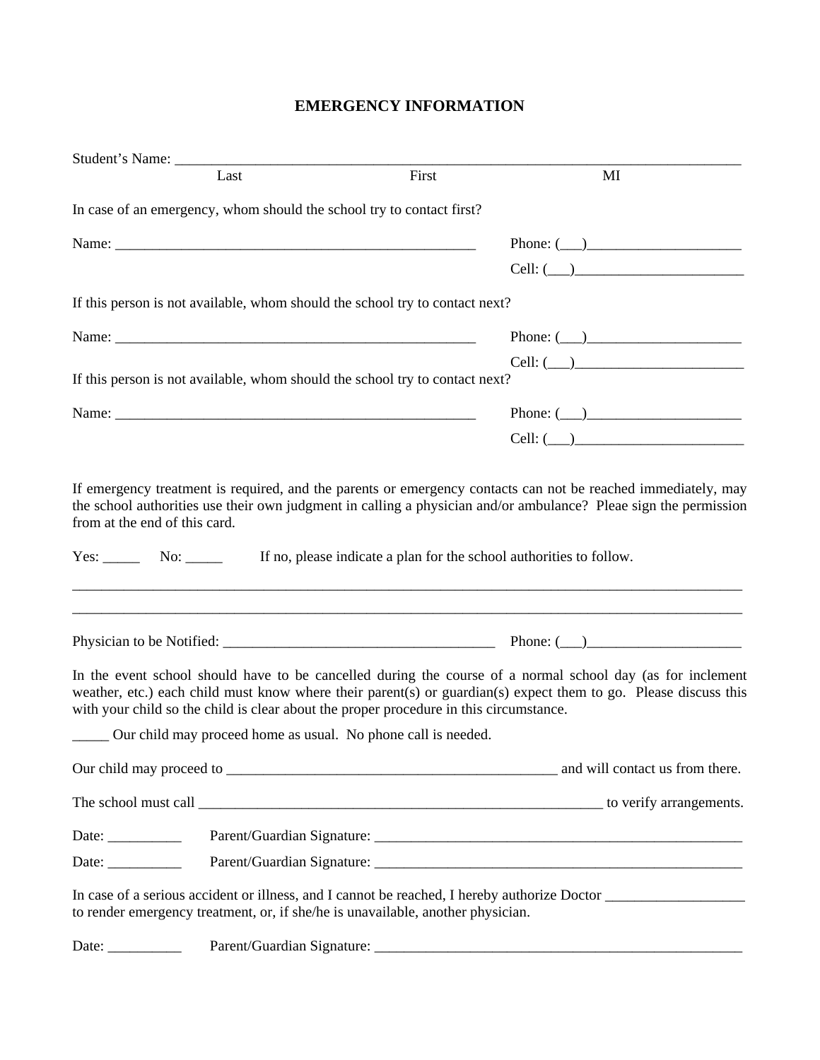# EMERGENCY INFORMATION

Student's Name: ___________________________________________________________________________

Last First MI

In case of an emergency, whom should the school try to contact first?

Name: ____________________________________________________ Phone: (___)_____________________

Cell: (___)_______________________

If this person is not available, whom should the school try to contact next?

Name: ____________________________________________________ Phone: (___)_____________________

Cell: (___)_______________________

If this person is not available, whom should the school try to contact next?

Name: ____________________________________________________ Phone: (___)_____________________

Cell: (___)_______________________

If emergency treatment is required, and the parents or emergency contacts can not be reached immediately, may the school authorities use their own judgment in calling a physician and/or ambulance? Pleae sign the permission from at the end of this card.

Yes: _____ No: _____ If no, please indicate a plan for the school authorities to follow.

_____________________________________________________________________________________________

_____________________________________________________________________________________________

Physician to be Notified: ______________________________________ Phone: (___)_____________________

In the event school should have to be cancelled during the course of a normal school day (as for inclement weather, etc.) each child must know where their parent(s) or guardian(s) expect them to go. Please discuss this with your child so the child is clear about the proper procedure in this circumstance.

_____ Our child may proceed home as usual. No phone call is needed.

Our child may proceed to ________________________________________________ and will contact us from there.

The school must call ___________________________________________________________ to verify arrangements.

Date: __________ Parent/Guardian Signature: _____________________________________________________

Date: __________ Parent/Guardian Signature: _____________________________________________________

In case of a serious accident or illness, and I cannot be reached, I hereby authorize Doctor ___________________ to render emergency treatment, or, if she/he is unavailable, another physician.

Date: __________ Parent/Guardian Signature: _____________________________________________________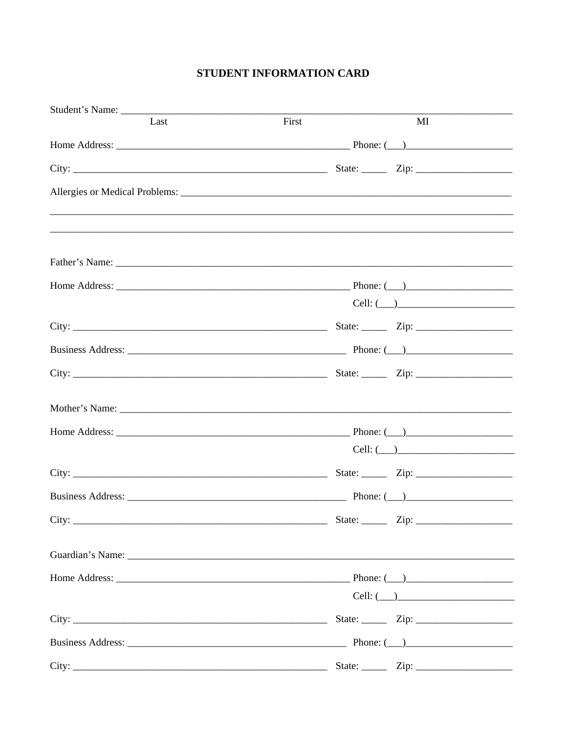**STUDENT INFORMATION CARD**

Student's Name: ______________________________________________________________________________

Last First MI

Home Address: _______________________________________________ Phone: (___)_____________________

City: ____________________________________________________ State: _____ Zip: ___________________

Allergies or Medical Problems: _________________________________________________________________

______________________________________________________________________________________________

______________________________________________________________________________________________

Father's Name: _________________________________________________________________________________

Home Address: _______________________________________________ Phone: (___)_____________________

Cell: (___)_______________________

City: ____________________________________________________ State: _____ Zip: ___________________

Business Address: ____________________________________________ Phone: (___)_____________________

City: ____________________________________________________ State: _____ Zip: ___________________

Mother's Name: ________________________________________________________________________________

Home Address: _______________________________________________ Phone: (___)_____________________

Cell: (___)_______________________

City: ____________________________________________________ State: _____ Zip: ___________________

Business Address: ____________________________________________ Phone: (___)_____________________

City: ____________________________________________________ State: _____ Zip: ___________________

Guardian's Name: ______________________________________________________________________________

Home Address: _______________________________________________ Phone: (___)_____________________

Cell: (___)_______________________

City: ____________________________________________________ State: _____ Zip: ___________________

Business Address: ____________________________________________ Phone: (___)_____________________

City: ____________________________________________________ State: _____ Zip: ___________________